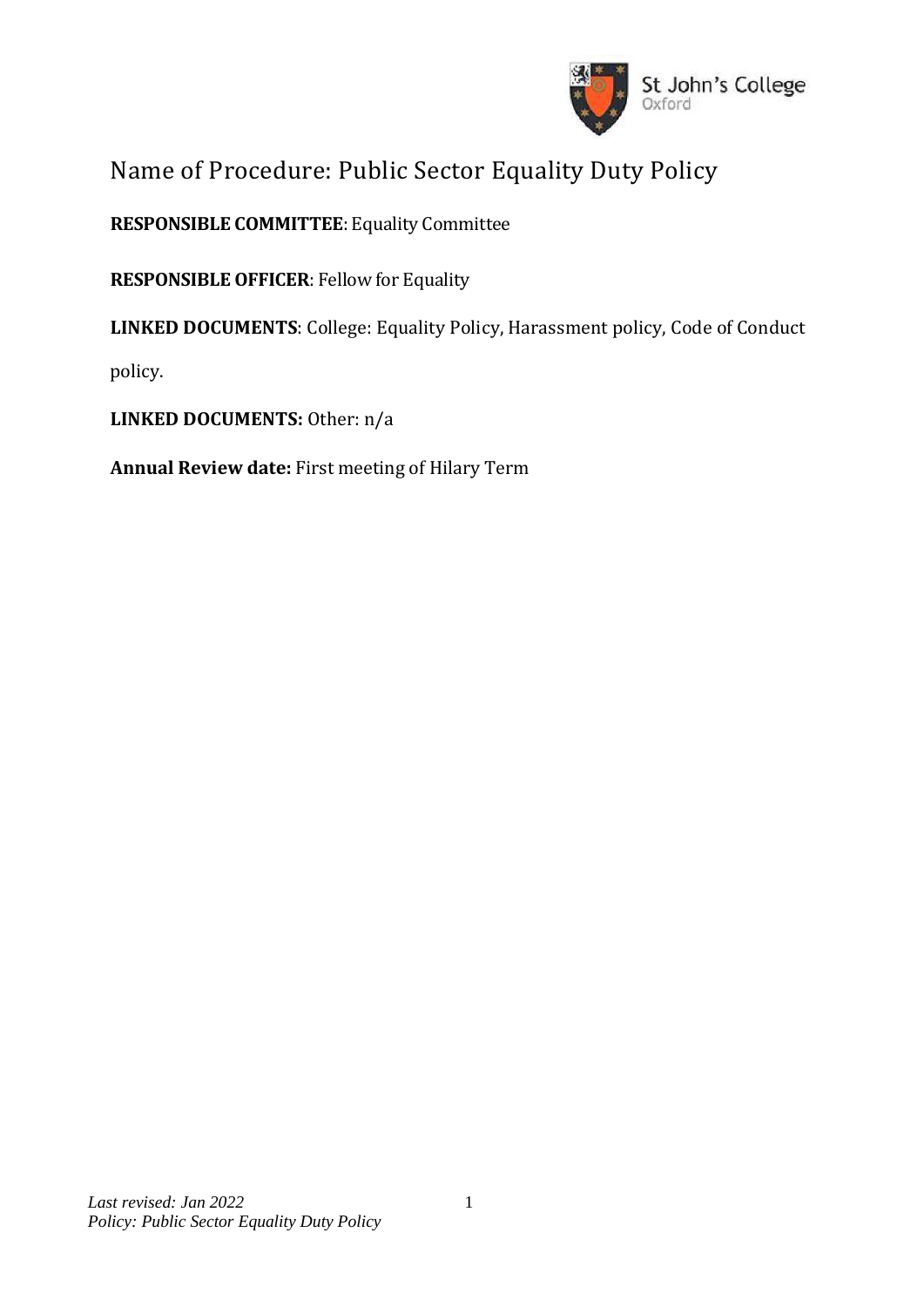# Name of Procedure: Public Sector Equality Duty Policy

**RESPONSIBLE COMMITTEE**: Equality Committee

**RESPONSIBLE OFFICER**: Fellow for Equality

**LINKED DOCUMENTS**: College: Equality Policy, Harassment policy, Code of Conduct policy.

**LINKED DOCUMENTS:** Other: n/a

**Annual Review date:** First meeting of Hilary Term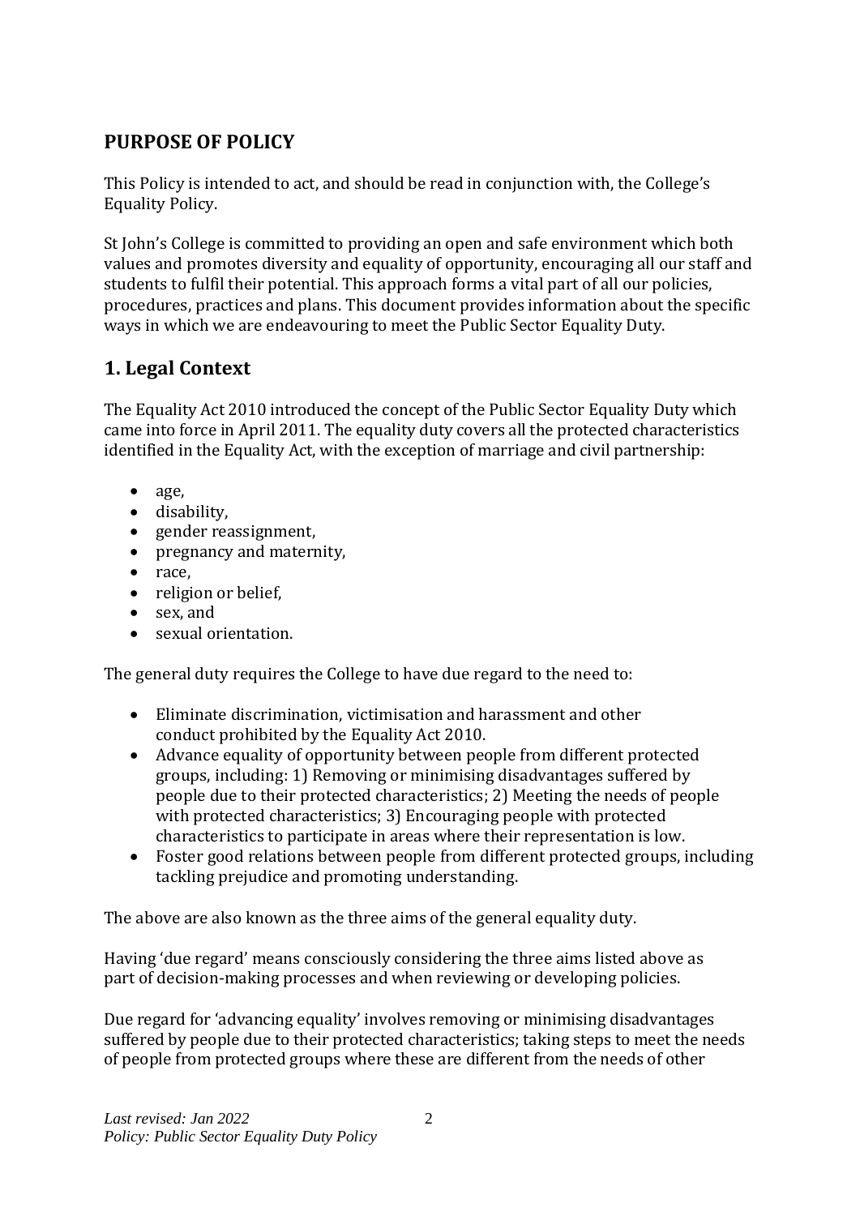## PURPOSE OF POLICY

This Policy is intended to act, and should be read in conjunction with, the College's Equality Policy.

St John's College is committed to providing an open and safe environment which both values and promotes diversity and equality of opportunity, encouraging all our staff and students to fulfil their potential. This approach forms a vital part of all our policies, procedures, practices and plans. This document provides information about the specific ways in which we are endeavouring to meet the Public Sector Equality Duty.

## 1. Legal Context

The Equality Act 2010 introduced the concept of the Public Sector Equality Duty which came into force in April 2011. The equality duty covers all the protected characteristics identified in the Equality Act, with the exception of marriage and civil partnership:

- age,
- disability,
- gender reassignment,
- pregnancy and maternity,
- race,
- religion or belief,
- sex, and
- sexual orientation.

The general duty requires the College to have due regard to the need to:

- Eliminate discrimination, victimisation and harassment and other conduct prohibited by the Equality Act 2010.
- Advance equality of opportunity between people from different protected groups, including: 1) Removing or minimising disadvantages suffered by people due to their protected characteristics; 2) Meeting the needs of people with protected characteristics; 3) Encouraging people with protected characteristics to participate in areas where their representation is low.
- Foster good relations between people from different protected groups, including tackling prejudice and promoting understanding.

The above are also known as the three aims of the general equality duty.

Having 'due regard' means consciously considering the three aims listed above as part of decision-making processes and when reviewing or developing policies.

Due regard for 'advancing equality' involves removing or minimising disadvantages suffered by people due to their protected characteristics; taking steps to meet the needs of people from protected groups where these are different from the needs of other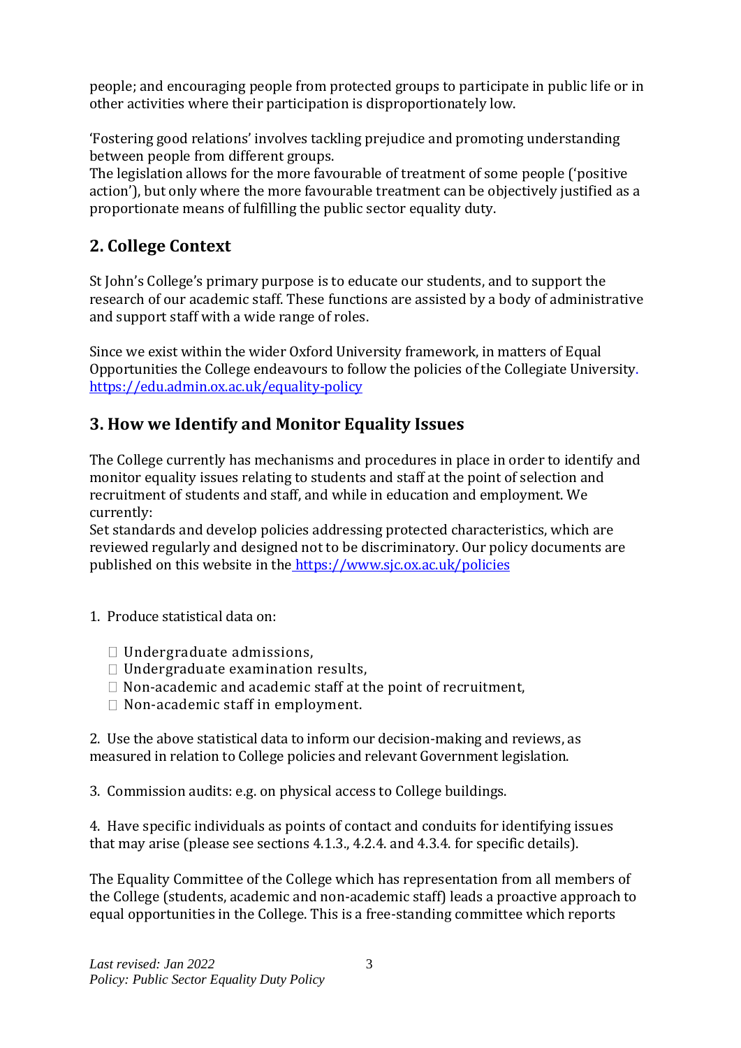people; and encouraging people from protected groups to participate in public life or in other activities where their participation is disproportionately low.

'Fostering good relations' involves tackling prejudice and promoting understanding between people from different groups.
The legislation allows for the more favourable of treatment of some people ('positive action'), but only where the more favourable treatment can be objectively justified as a proportionate means of fulfilling the public sector equality duty.

## 2. College Context

St John's College's primary purpose is to educate our students, and to support the research of our academic staff. These functions are assisted by a body of administrative and support staff with a wide range of roles.

Since we exist within the wider Oxford University framework, in matters of Equal Opportunities the College endeavours to follow the policies of the Collegiate University. [https://edu.admin.ox.ac.uk/equality-policy](https://edu.admin.ox.ac.uk/equality-policy)

## 3. How we Identify and Monitor Equality Issues

The College currently has mechanisms and procedures in place in order to identify and monitor equality issues relating to students and staff at the point of selection and recruitment of students and staff, and while in education and employment. We currently:
Set standards and develop policies addressing protected characteristics, which are reviewed regularly and designed not to be discriminatory. Our policy documents are published on this website in the [https://www.sjc.ox.ac.uk/policies](https://www.sjc.ox.ac.uk/policies)

1. Produce statistical data on:

   - Undergraduate admissions,
   - Undergraduate examination results,
   - Non-academic and academic staff at the point of recruitment,
   - Non-academic staff in employment.

2. Use the above statistical data to inform our decision-making and reviews, as measured in relation to College policies and relevant Government legislation.

3. Commission audits: e.g. on physical access to College buildings.

4. Have specific individuals as points of contact and conduits for identifying issues that may arise (please see sections 4.1.3., 4.2.4. and 4.3.4. for specific details).

The Equality Committee of the College which has representation from all members of the College (students, academic and non-academic staff) leads a proactive approach to equal opportunities in the College. This is a free-standing committee which reports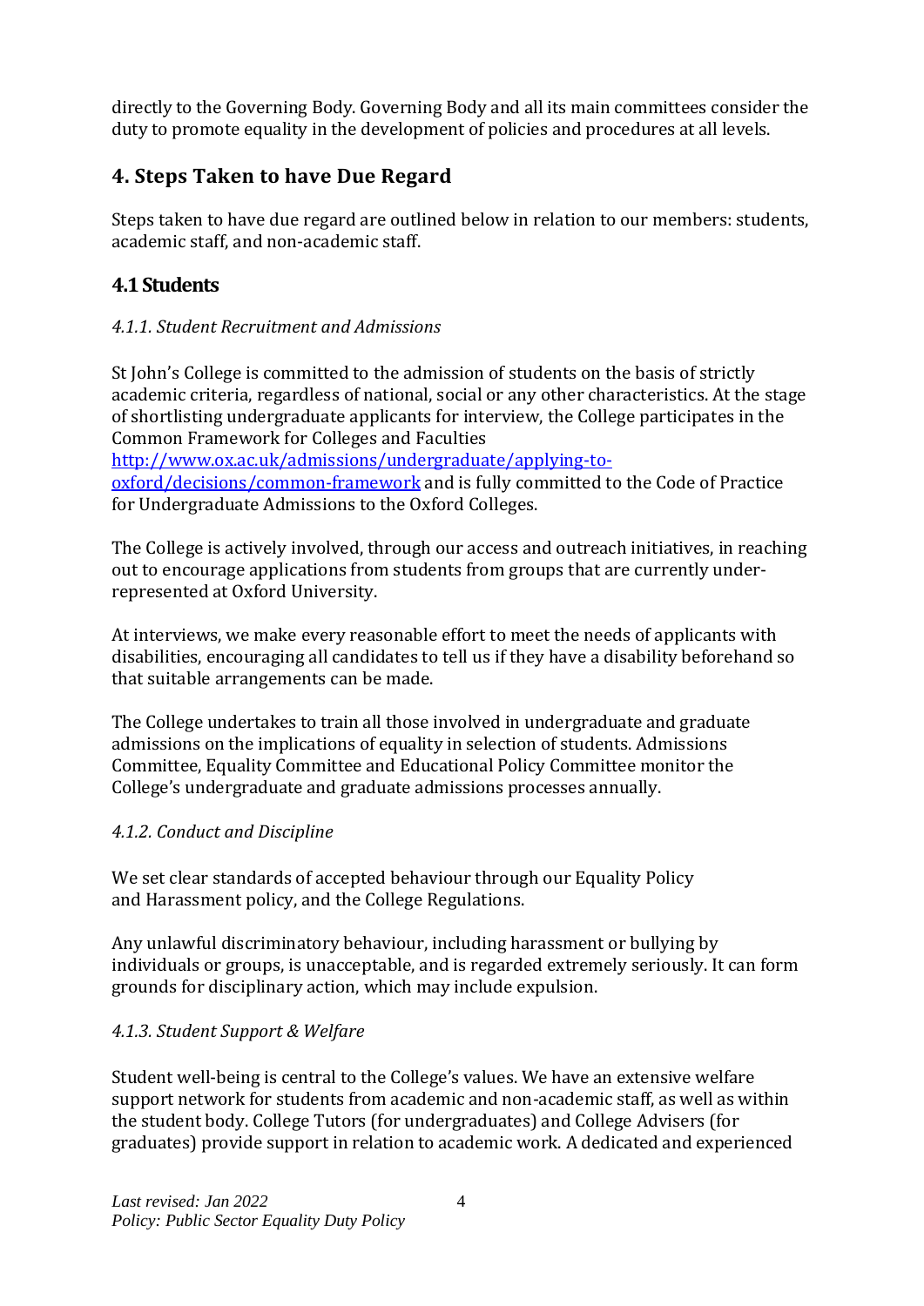directly to the Governing Body. Governing Body and all its main committees consider the duty to promote equality in the development of policies and procedures at all levels.

## 4. Steps Taken to have Due Regard

Steps taken to have due regard are outlined below in relation to our members: students, academic staff, and non-academic staff.

### 4.1 Students

*4.1.1. Student Recruitment and Admissions*

St John's College is committed to the admission of students on the basis of strictly academic criteria, regardless of national, social or any other characteristics. At the stage of shortlisting undergraduate applicants for interview, the College participates in the Common Framework for Colleges and Faculties [http://www.ox.ac.uk/admissions/undergraduate/applying-to-oxford/decisions/common-framework](http://www.ox.ac.uk/admissions/undergraduate/applying-to-oxford/decisions/common-framework) and is fully committed to the Code of Practice for Undergraduate Admissions to the Oxford Colleges.

The College is actively involved, through our access and outreach initiatives, in reaching out to encourage applications from students from groups that are currently under-represented at Oxford University.

At interviews, we make every reasonable effort to meet the needs of applicants with disabilities, encouraging all candidates to tell us if they have a disability beforehand so that suitable arrangements can be made.

The College undertakes to train all those involved in undergraduate and graduate admissions on the implications of equality in selection of students. Admissions Committee, Equality Committee and Educational Policy Committee monitor the College's undergraduate and graduate admissions processes annually.

*4.1.2. Conduct and Discipline*

We set clear standards of accepted behaviour through our Equality Policy and Harassment policy, and the College Regulations.

Any unlawful discriminatory behaviour, including harassment or bullying by individuals or groups, is unacceptable, and is regarded extremely seriously. It can form grounds for disciplinary action, which may include expulsion.

*4.1.3. Student Support & Welfare*

Student well-being is central to the College's values. We have an extensive welfare support network for students from academic and non-academic staff, as well as within the student body. College Tutors (for undergraduates) and College Advisers (for graduates) provide support in relation to academic work. A dedicated and experienced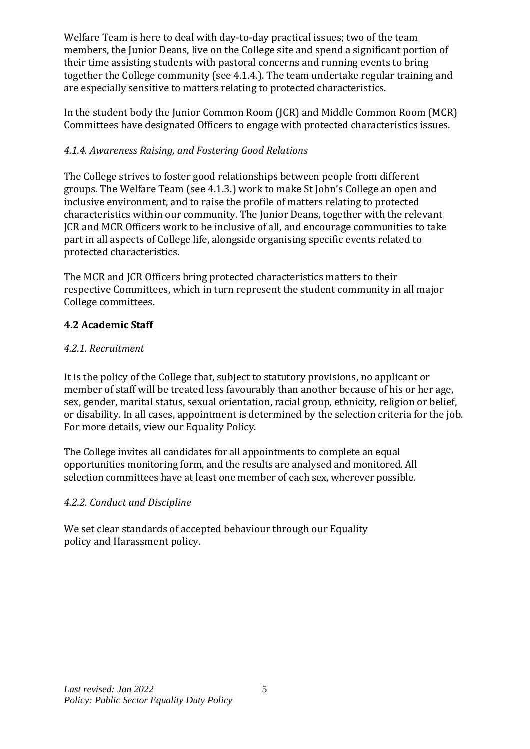Welfare Team is here to deal with day-to-day practical issues; two of the team members, the Junior Deans, live on the College site and spend a significant portion of their time assisting students with pastoral concerns and running events to bring together the College community (see 4.1.4.). The team undertake regular training and are especially sensitive to matters relating to protected characteristics.

In the student body the Junior Common Room (JCR) and Middle Common Room (MCR) Committees have designated Officers to engage with protected characteristics issues.

*4.1.4. Awareness Raising, and Fostering Good Relations*

The College strives to foster good relationships between people from different groups. The Welfare Team (see 4.1.3.) work to make St John's College an open and inclusive environment, and to raise the profile of matters relating to protected characteristics within our community. The Junior Deans, together with the relevant JCR and MCR Officers work to be inclusive of all, and encourage communities to take part in all aspects of College life, alongside organising specific events related to protected characteristics.

The MCR and JCR Officers bring protected characteristics matters to their respective Committees, which in turn represent the student community in all major College committees.

## 4.2 Academic Staff

*4.2.1. Recruitment*

It is the policy of the College that, subject to statutory provisions, no applicant or member of staff will be treated less favourably than another because of his or her age, sex, gender, marital status, sexual orientation, racial group, ethnicity, religion or belief, or disability. In all cases, appointment is determined by the selection criteria for the job. For more details, view our Equality Policy.

The College invites all candidates for all appointments to complete an equal opportunities monitoring form, and the results are analysed and monitored. All selection committees have at least one member of each sex, wherever possible.

*4.2.2. Conduct and Discipline*

We set clear standards of accepted behaviour through our Equality policy and Harassment policy.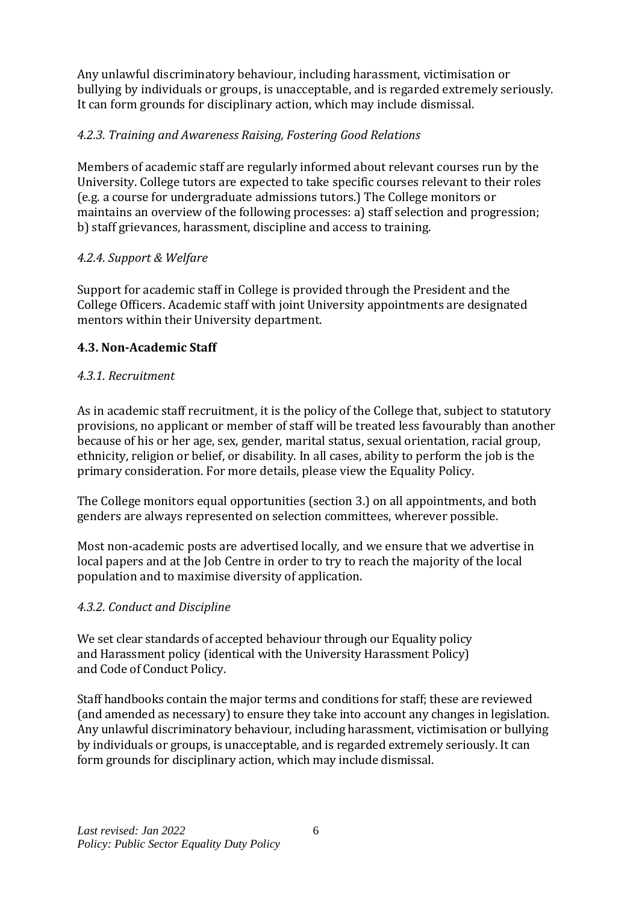Any unlawful discriminatory behaviour, including harassment, victimisation or bullying by individuals or groups, is unacceptable, and is regarded extremely seriously. It can form grounds for disciplinary action, which may include dismissal.

#### *4.2.3. Training and Awareness Raising, Fostering Good Relations*

Members of academic staff are regularly informed about relevant courses run by the University. College tutors are expected to take specific courses relevant to their roles (e.g. a course for undergraduate admissions tutors.) The College monitors or maintains an overview of the following processes: a) staff selection and progression; b) staff grievances, harassment, discipline and access to training.

#### *4.2.4. Support & Welfare*

Support for academic staff in College is provided through the President and the College Officers. Academic staff with joint University appointments are designated mentors within their University department.

### **4.3. Non-Academic Staff**

#### *4.3.1. Recruitment*

As in academic staff recruitment, it is the policy of the College that, subject to statutory provisions, no applicant or member of staff will be treated less favourably than another because of his or her age, sex, gender, marital status, sexual orientation, racial group, ethnicity, religion or belief, or disability. In all cases, ability to perform the job is the primary consideration. For more details, please view the Equality Policy.

The College monitors equal opportunities (section 3.) on all appointments, and both genders are always represented on selection committees, wherever possible.

Most non-academic posts are advertised locally, and we ensure that we advertise in local papers and at the Job Centre in order to try to reach the majority of the local population and to maximise diversity of application.

#### *4.3.2. Conduct and Discipline*

We set clear standards of accepted behaviour through our Equality policy and Harassment policy (identical with the University Harassment Policy) and Code of Conduct Policy.

Staff handbooks contain the major terms and conditions for staff; these are reviewed (and amended as necessary) to ensure they take into account any changes in legislation. Any unlawful discriminatory behaviour, including harassment, victimisation or bullying by individuals or groups, is unacceptable, and is regarded extremely seriously. It can form grounds for disciplinary action, which may include dismissal.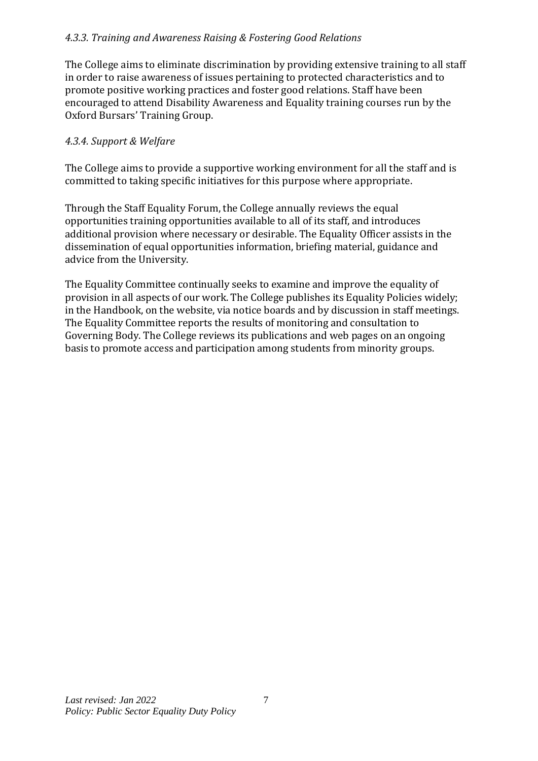#### *4.3.3. Training and Awareness Raising & Fostering Good Relations*

The College aims to eliminate discrimination by providing extensive training to all staff in order to raise awareness of issues pertaining to protected characteristics and to promote positive working practices and foster good relations. Staff have been encouraged to attend Disability Awareness and Equality training courses run by the Oxford Bursars' Training Group.

#### *4.3.4. Support & Welfare*

The College aims to provide a supportive working environment for all the staff and is committed to taking specific initiatives for this purpose where appropriate.

Through the Staff Equality Forum, the College annually reviews the equal opportunities training opportunities available to all of its staff, and introduces additional provision where necessary or desirable. The Equality Officer assists in the dissemination of equal opportunities information, briefing material, guidance and advice from the University.

The Equality Committee continually seeks to examine and improve the equality of provision in all aspects of our work. The College publishes its Equality Policies widely; in the Handbook, on the website, via notice boards and by discussion in staff meetings. The Equality Committee reports the results of monitoring and consultation to Governing Body. The College reviews its publications and web pages on an ongoing basis to promote access and participation among students from minority groups.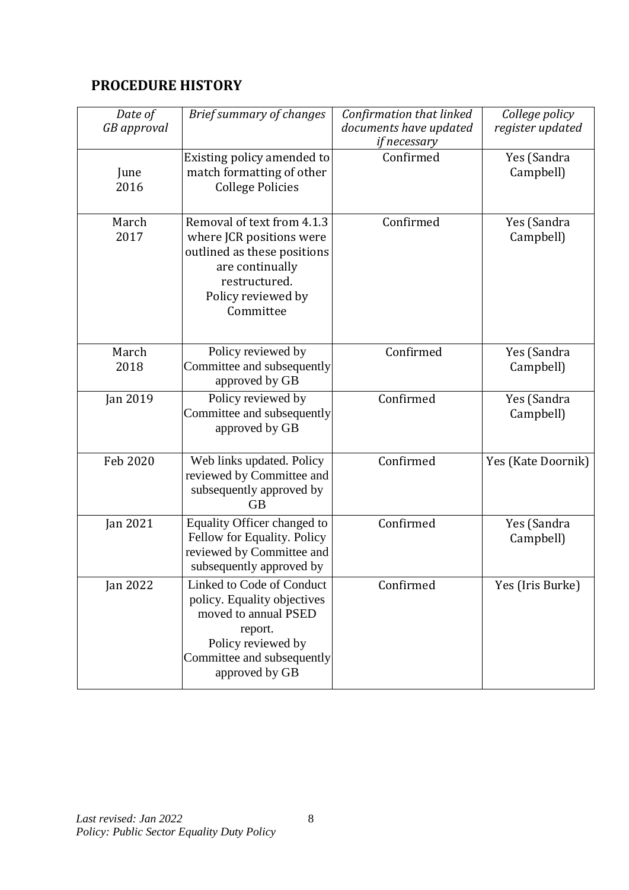## PROCEDURE HISTORY

| *Date of GB approval* | *Brief summary of changes* | *Confirmation that linked documents have updated if necessary* | *College policy register updated* |
|---|---|---|---|
| June 2016 | Existing policy amended to match formatting of other College Policies | Confirmed | Yes (Sandra Campbell) |
| March 2017 | Removal of text from 4.1.3 where JCR positions were outlined as these positions are continually restructured. Policy reviewed by Committee | Confirmed | Yes (Sandra Campbell) |
| March 2018 | Policy reviewed by Committee and subsequently approved by GB | Confirmed | Yes (Sandra Campbell) |
| Jan 2019 | Policy reviewed by Committee and subsequently approved by GB | Confirmed | Yes (Sandra Campbell) |
| Feb 2020 | Web links updated. Policy reviewed by Committee and subsequently approved by GB | Confirmed | Yes (Kate Doornik) |
| Jan 2021 | Equality Officer changed to Fellow for Equality. Policy reviewed by Committee and subsequently approved by | Confirmed | Yes (Sandra Campbell) |
| Jan 2022 | Linked to Code of Conduct policy. Equality objectives moved to annual PSED report. Policy reviewed by Committee and subsequently approved by GB | Confirmed | Yes (Iris Burke) |